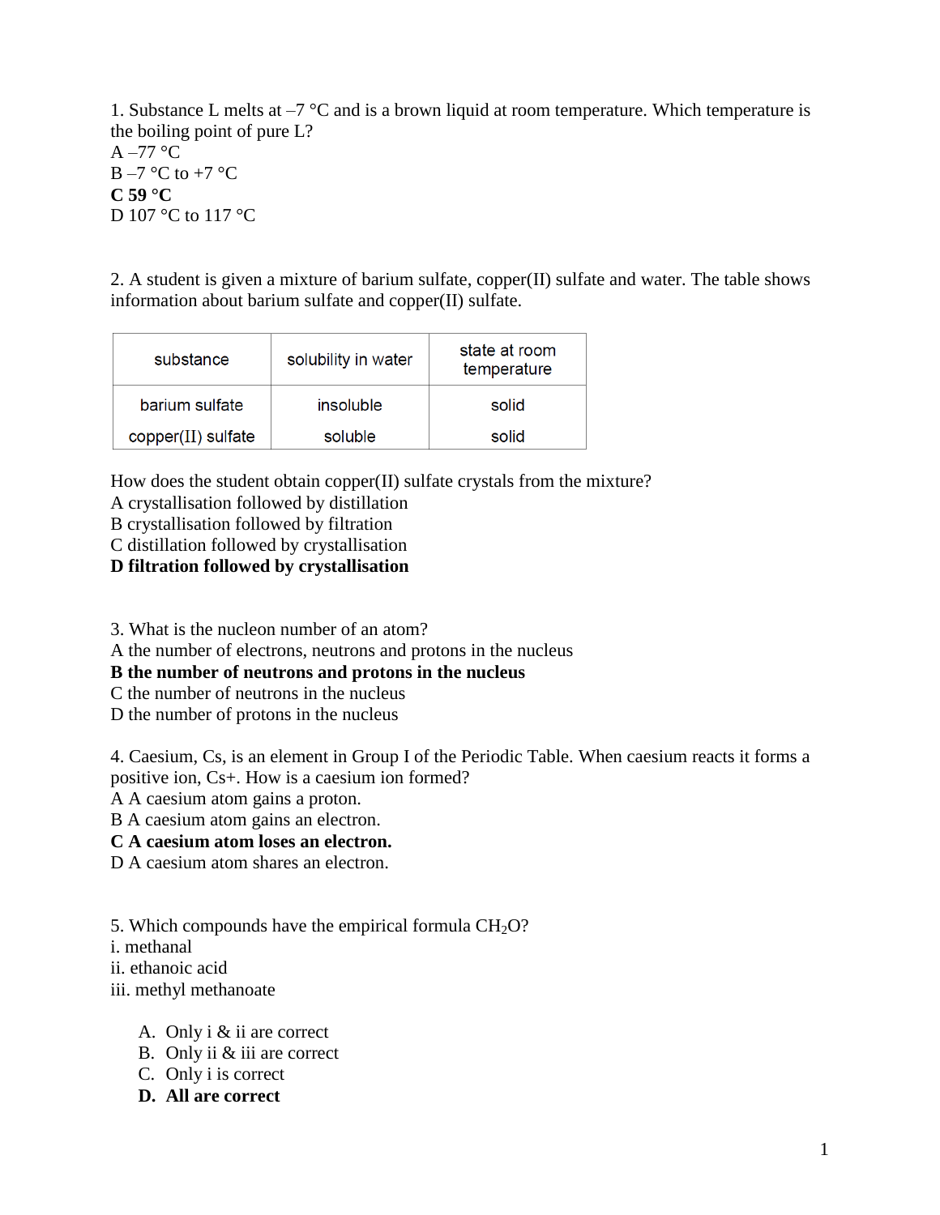1. Substance L melts at –7 °C and is a brown liquid at room temperature. Which temperature is the boiling point of pure L?
A –77 °C
B –7 °C to +7 °C
**C 59 °C**
D 107 °C to 117 °C

2. A student is given a mixture of barium sulfate, copper(II) sulfate and water. The table shows information about barium sulfate and copper(II) sulfate.

| substance | solubility in water | state at room temperature |
|---|---|---|
| barium sulfate | insoluble | solid |
| copper(II) sulfate | soluble | solid |

How does the student obtain copper(II) sulfate crystals from the mixture?
A crystallisation followed by distillation
B crystallisation followed by filtration
C distillation followed by crystallisation
**D filtration followed by crystallisation**

3. What is the nucleon number of an atom?
A the number of electrons, neutrons and protons in the nucleus
**B the number of neutrons and protons in the nucleus**
C the number of neutrons in the nucleus
D the number of protons in the nucleus

4. Caesium, Cs, is an element in Group I of the Periodic Table. When caesium reacts it forms a positive ion, $Cs^+$. How is a caesium ion formed?
A A caesium atom gains a proton.
B A caesium atom gains an electron.
**C A caesium atom loses an electron.**
D A caesium atom shares an electron.

5. Which compounds have the empirical formula $CH_2O$?
i. methanal
ii. ethanoic acid
iii. methyl methanoate

A. Only i & ii are correct
B. Only ii & iii are correct
C. Only i is correct
**D. All are correct**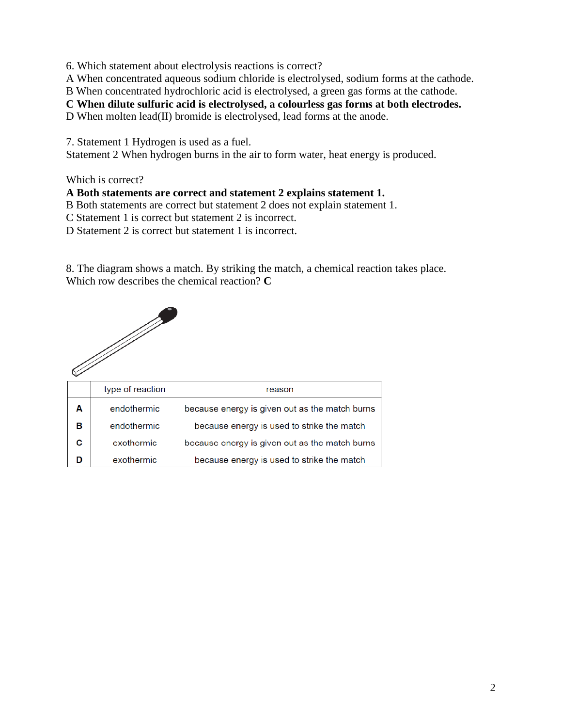6. Which statement about electrolysis reactions is correct?
A When concentrated aqueous sodium chloride is electrolysed, sodium forms at the cathode.
B When concentrated hydrochloric acid is electrolysed, a green gas forms at the cathode.
**C When dilute sulfuric acid is electrolysed, a colourless gas forms at both electrodes.**
D When molten lead(II) bromide is electrolysed, lead forms at the anode.

7. Statement 1 Hydrogen is used as a fuel.
Statement 2 When hydrogen burns in the air to form water, heat energy is produced.

Which is correct?
**A Both statements are correct and statement 2 explains statement 1.**
B Both statements are correct but statement 2 does not explain statement 1.
C Statement 1 is correct but statement 2 is incorrect.
D Statement 2 is correct but statement 1 is incorrect.

8. The diagram shows a match. By striking the match, a chemical reaction takes place.
Which row describes the chemical reaction? **C**

| | type of reaction | reason |
|---|---|---|
| **A** | endothermic | because energy is given out as the match burns |
| **B** | endothermic | because energy is used to strike the match |
| **C** | exothermic | because energy is given out as the match burns |
| **D** | exothermic | because energy is used to strike the match |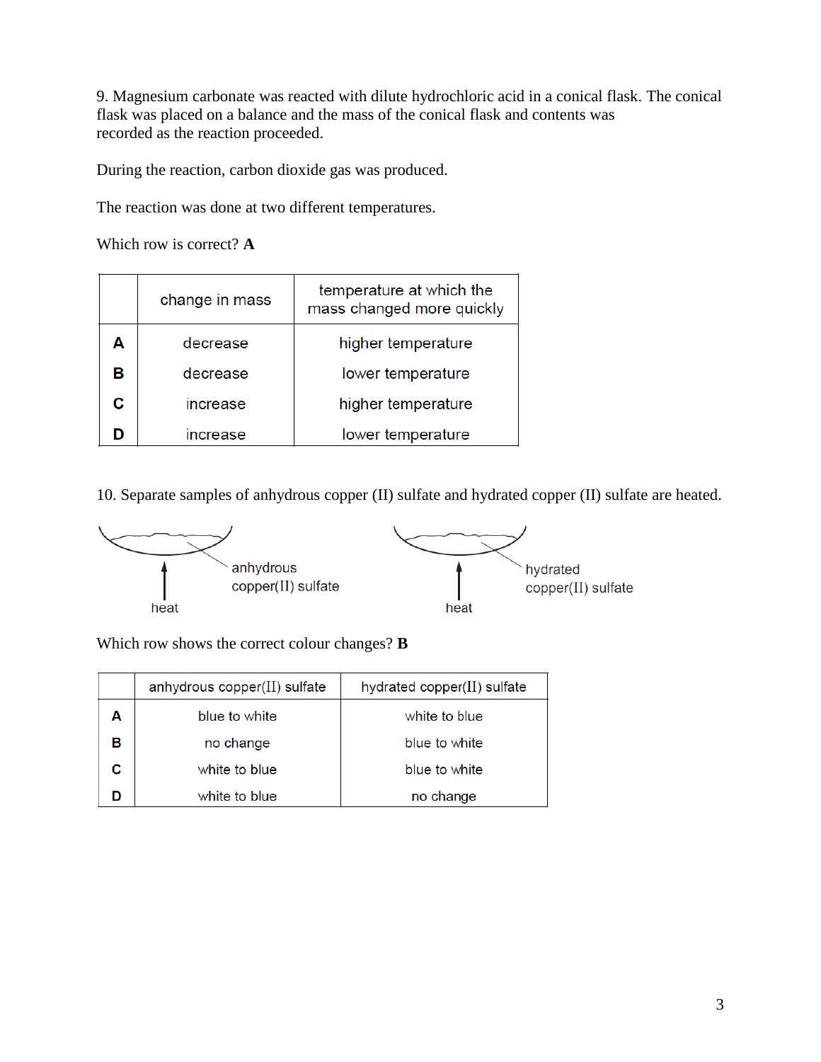9. Magnesium carbonate was reacted with dilute hydrochloric acid in a conical flask. The conical flask was placed on a balance and the mass of the conical flask and contents was recorded as the reaction proceeded.

During the reaction, carbon dioxide gas was produced.

The reaction was done at two different temperatures.

Which row is correct? **A**

| | change in mass | temperature at which the mass changed more quickly |
|---|---|---|
| **A** | decrease | higher temperature |
| **B** | decrease | lower temperature |
| **C** | increase | higher temperature |
| **D** | increase | lower temperature |

10. Separate samples of anhydrous copper (II) sulfate and hydrated copper (II) sulfate are heated.

anhydrous copper(II) sulfate — heat

hydrated copper(II) sulfate — heat

Which row shows the correct colour changes? **B**

| | anhydrous copper(II) sulfate | hydrated copper(II) sulfate |
|---|---|---|
| **A** | blue to white | white to blue |
| **B** | no change | blue to white |
| **C** | white to blue | blue to white |
| **D** | white to blue | no change |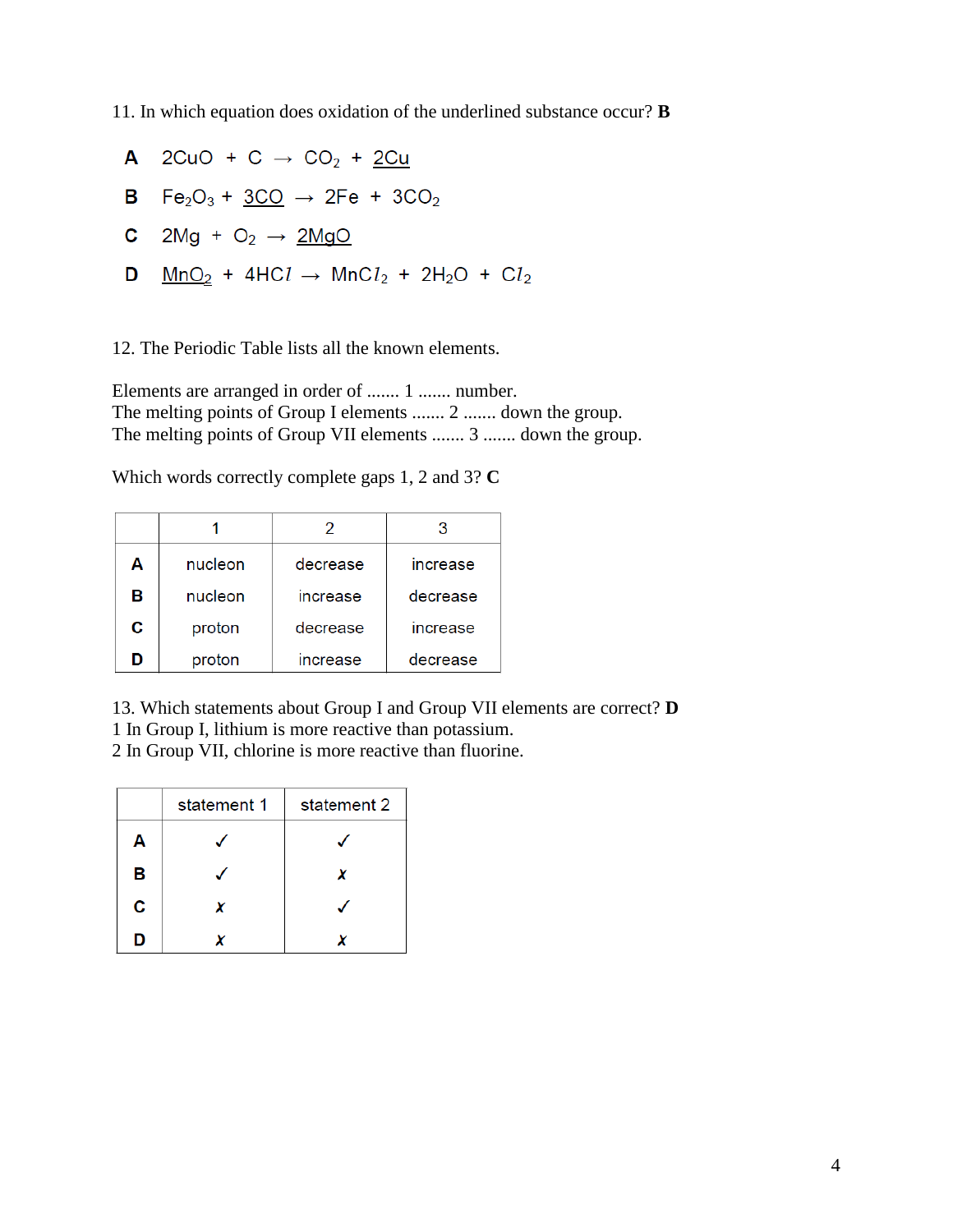11. In which equation does oxidation of the underlined substance occur? **B**

**A** $2CuO + C \rightarrow CO_2 + \underline{2Cu}$

**B** $Fe_2O_3 + \underline{3CO} \rightarrow 2Fe + 3CO_2$

**C** $2Mg + O_2 \rightarrow \underline{2MgO}$

**D** $\underline{MnO_2} + 4HCl \rightarrow MnCl_2 + 2H_2O + Cl_2$

12. The Periodic Table lists all the known elements.

Elements are arranged in order of ....... 1 ....... number.
The melting points of Group I elements ....... 2 ....... down the group.
The melting points of Group VII elements ....... 3 ....... down the group.

Which words correctly complete gaps 1, 2 and 3? **C**

| | 1 | 2 | 3 |
|---|---|---|---|
| **A** | nucleon | decrease | increase |
| **B** | nucleon | increase | decrease |
| **C** | proton | decrease | increase |
| **D** | proton | increase | decrease |

13. Which statements about Group I and Group VII elements are correct? **D**
1 In Group I, lithium is more reactive than potassium.
2 In Group VII, chlorine is more reactive than fluorine.

| | statement 1 | statement 2 |
|---|---|---|
| **A** | ✓ | ✓ |
| **B** | ✓ | ✗ |
| **C** | ✗ | ✓ |
| **D** | ✗ | ✗ |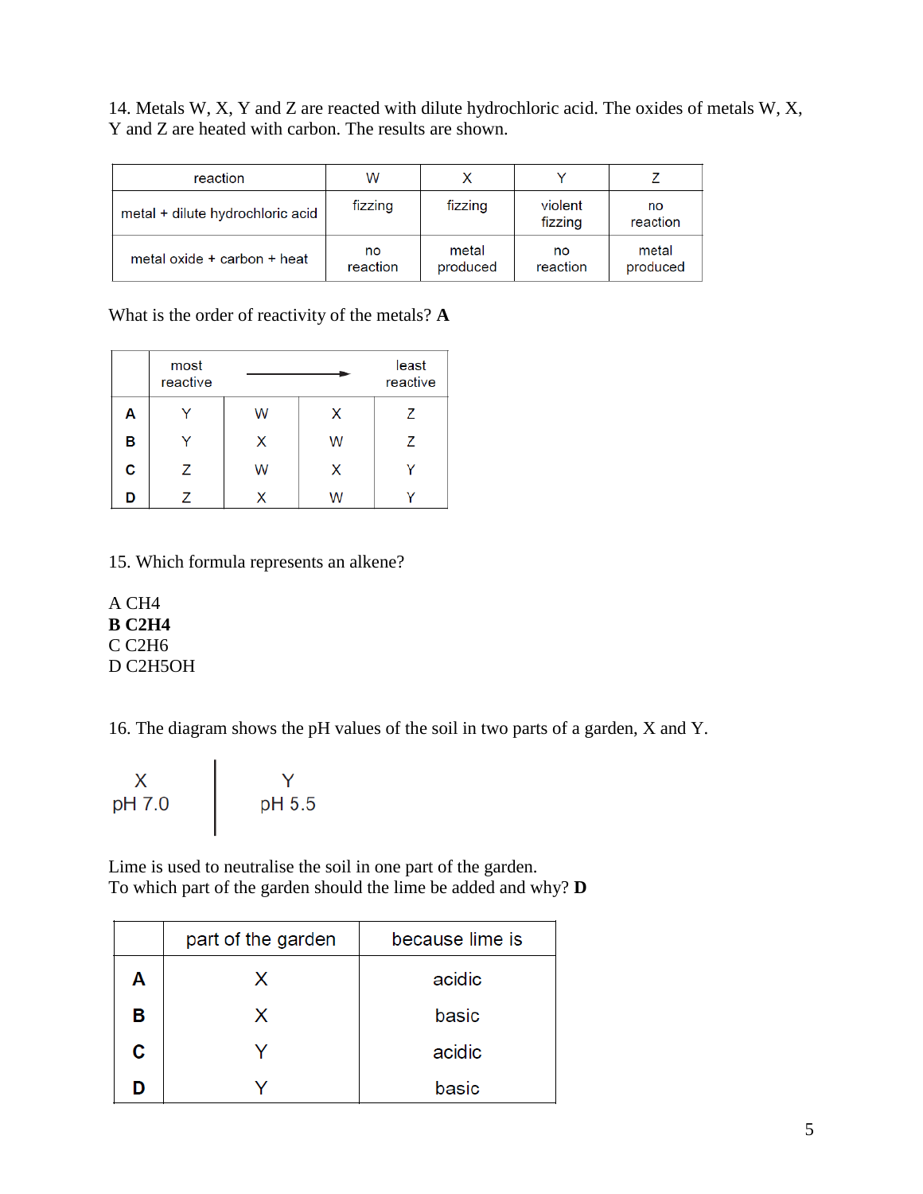14. Metals W, X, Y and Z are reacted with dilute hydrochloric acid. The oxides of metals W, X, Y and Z are heated with carbon. The results are shown.

| reaction | W | X | Y | Z |
|---|---|---|---|---|
| metal + dilute hydrochloric acid | fizzing | fizzing | violent fizzing | no reaction |
| metal oxide + carbon + heat | no reaction | metal produced | no reaction | metal produced |

What is the order of reactivity of the metals? **A**

| | most reactive | → | | least reactive |
|---|---|---|---|---|
| **A** | Y | W | X | Z |
| **B** | Y | X | W | Z |
| **C** | Z | W | X | Y |
| **D** | Z | X | W | Y |

15. Which formula represents an alkene?

A $CH_4$
**B $C_2H_4$**
C $C_2H_6$
D $C_2H_5OH$

16. The diagram shows the pH values of the soil in two parts of a garden, X and Y.

| X | Y |
|---|---|
| pH 7.0 | pH 5.5 |

Lime is used to neutralise the soil in one part of the garden.
To which part of the garden should the lime be added and why? **D**

| | part of the garden | because lime is |
|---|---|---|
| **A** | X | acidic |
| **B** | X | basic |
| **C** | Y | acidic |
| **D** | Y | basic |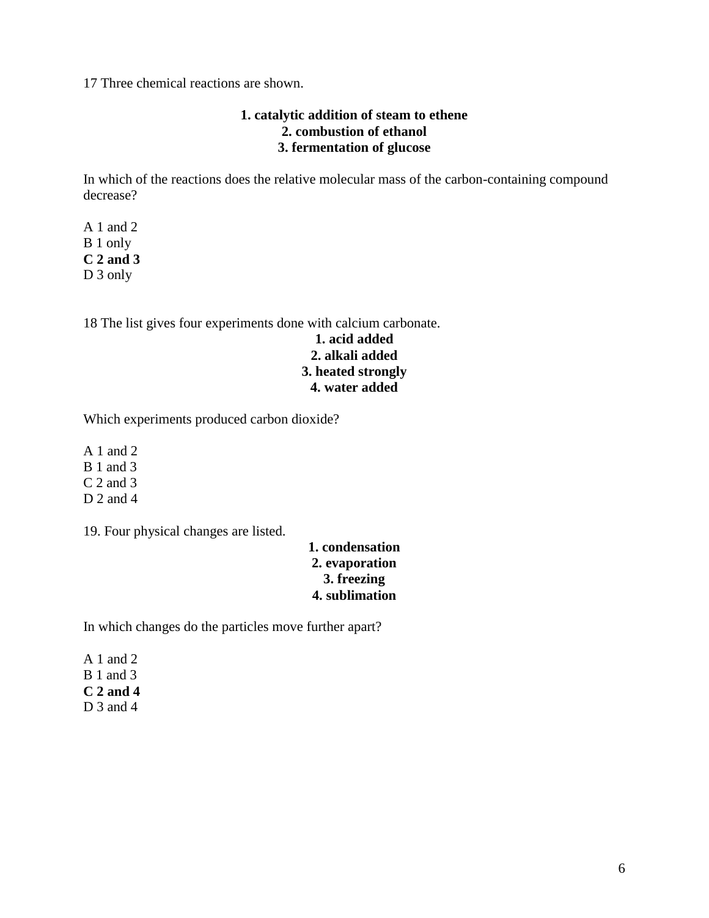17 Three chemical reactions are shown.

**1. catalytic addition of steam to ethene**
**2. combustion of ethanol**
**3. fermentation of glucose**

In which of the reactions does the relative molecular mass of the carbon-containing compound decrease?

A 1 and 2
B 1 only
**C 2 and 3**
D 3 only

18 The list gives four experiments done with calcium carbonate.

**1. acid added**
**2. alkali added**
**3. heated strongly**
**4. water added**

Which experiments produced carbon dioxide?

A 1 and 2
B 1 and 3
C 2 and 3
D 2 and 4

19. Four physical changes are listed.

**1. condensation**
**2. evaporation**
**3. freezing**
**4. sublimation**

In which changes do the particles move further apart?

A 1 and 2
B 1 and 3
**C 2 and 4**
D 3 and 4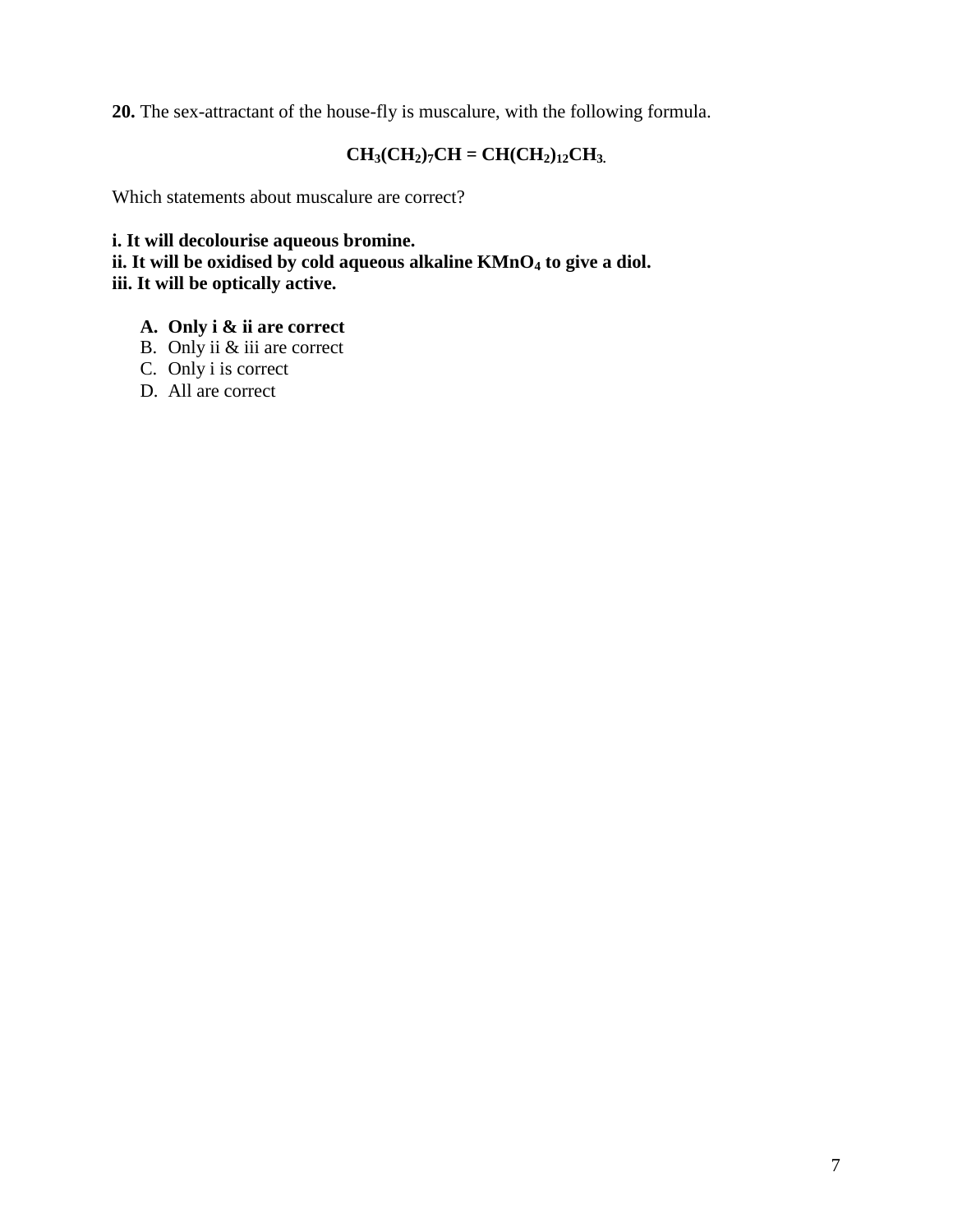**20.** The sex-attractant of the house-fly is muscalure, with the following formula.

$$CH_3(CH_2)_7CH = CH(CH_2)_{12}CH_3.$$

Which statements about muscalure are correct?

**i. It will decolourise aqueous bromine.**
**ii. It will be oxidised by cold aqueous alkaline $KMnO_4$ to give a diol.**
**iii. It will be optically active.**

A. **Only i & ii are correct**
B. Only ii & iii are correct
C. Only i is correct
D. All are correct